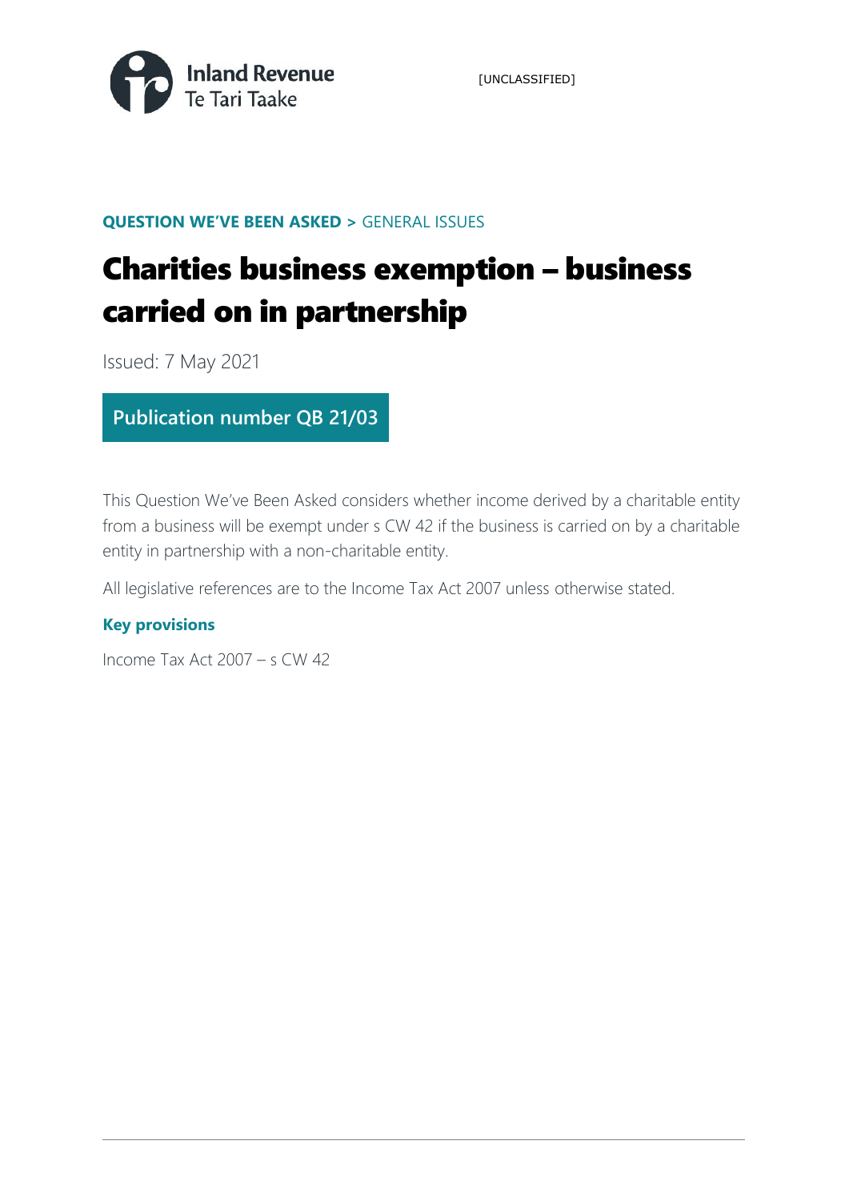Inland Revenue
Te Tari Taake

[UNCLASSIFIED]

**QUESTION WE'VE BEEN ASKED >** GENERAL ISSUES

# Charities business exemption – business carried on in partnership

Issued: 7 May 2021

**Publication number QB 21/03**

This Question We've Been Asked considers whether income derived by a charitable entity from a business will be exempt under s CW 42 if the business is carried on by a charitable entity in partnership with a non-charitable entity.

All legislative references are to the Income Tax Act 2007 unless otherwise stated.

### Key provisions

Income Tax Act 2007 – s CW 42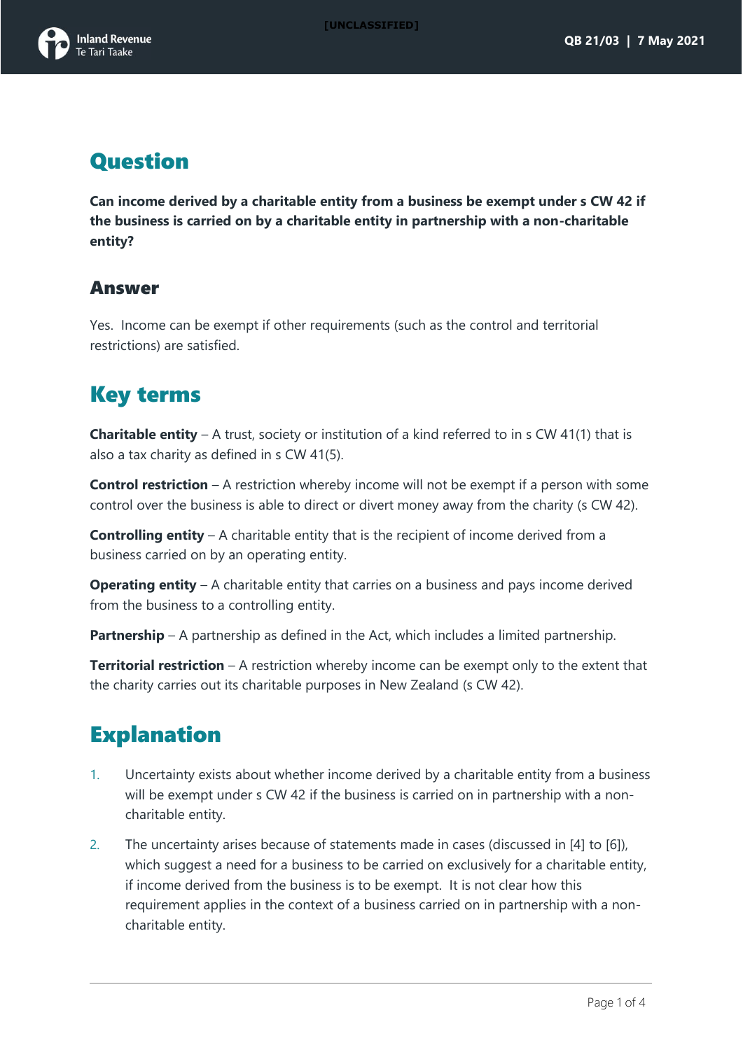# Question

**Can income derived by a charitable entity from a business be exempt under s CW 42 if the business is carried on by a charitable entity in partnership with a non-charitable entity?**

## Answer

Yes. Income can be exempt if other requirements (such as the control and territorial restrictions) are satisfied.

# Key terms

**Charitable entity** – A trust, society or institution of a kind referred to in s CW 41(1) that is also a tax charity as defined in s CW 41(5).

**Control restriction** – A restriction whereby income will not be exempt if a person with some control over the business is able to direct or divert money away from the charity (s CW 42).

**Controlling entity** – A charitable entity that is the recipient of income derived from a business carried on by an operating entity.

**Operating entity** – A charitable entity that carries on a business and pays income derived from the business to a controlling entity.

**Partnership** – A partnership as defined in the Act, which includes a limited partnership.

**Territorial restriction** – A restriction whereby income can be exempt only to the extent that the charity carries out its charitable purposes in New Zealand (s CW 42).

# Explanation

1. Uncertainty exists about whether income derived by a charitable entity from a business will be exempt under s CW 42 if the business is carried on in partnership with a non-charitable entity.

2. The uncertainty arises because of statements made in cases (discussed in [4] to [6]), which suggest a need for a business to be carried on exclusively for a charitable entity, if income derived from the business is to be exempt. It is not clear how this requirement applies in the context of a business carried on in partnership with a non-charitable entity.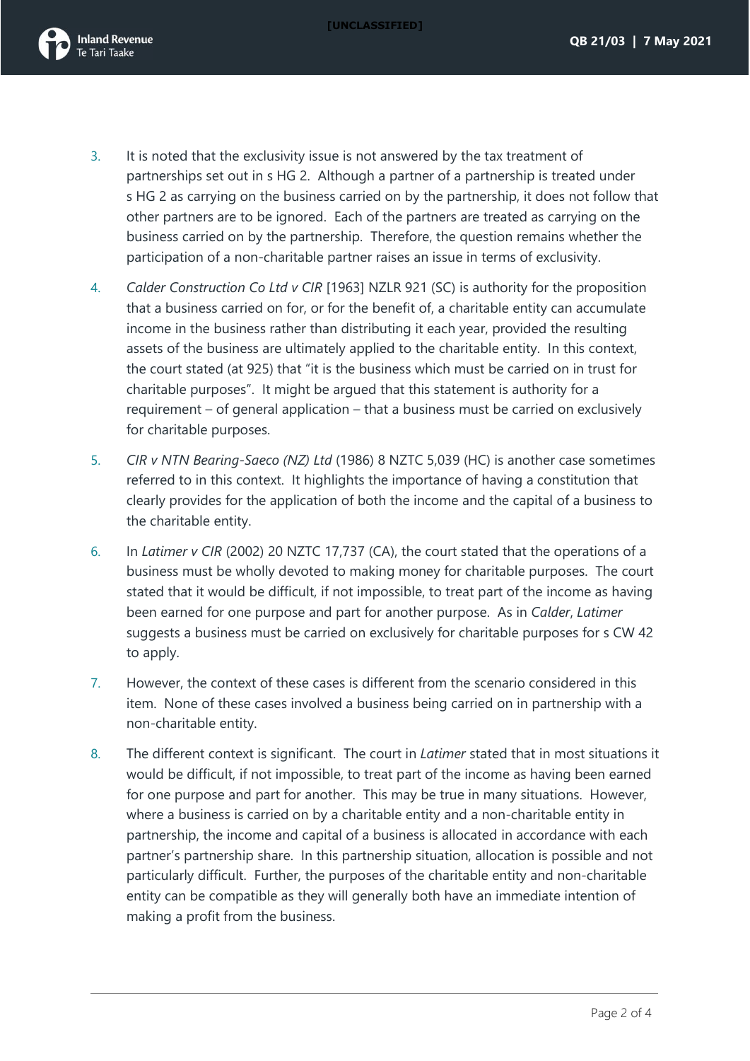3. It is noted that the exclusivity issue is not answered by the tax treatment of partnerships set out in s HG 2. Although a partner of a partnership is treated under s HG 2 as carrying on the business carried on by the partnership, it does not follow that other partners are to be ignored. Each of the partners are treated as carrying on the business carried on by the partnership. Therefore, the question remains whether the participation of a non-charitable partner raises an issue in terms of exclusivity.

4. *Calder Construction Co Ltd v CIR* [1963] NZLR 921 (SC) is authority for the proposition that a business carried on for, or for the benefit of, a charitable entity can accumulate income in the business rather than distributing it each year, provided the resulting assets of the business are ultimately applied to the charitable entity. In this context, the court stated (at 925) that "it is the business which must be carried on in trust for charitable purposes". It might be argued that this statement is authority for a requirement – of general application – that a business must be carried on exclusively for charitable purposes.

5. *CIR v NTN Bearing-Saeco (NZ) Ltd* (1986) 8 NZTC 5,039 (HC) is another case sometimes referred to in this context. It highlights the importance of having a constitution that clearly provides for the application of both the income and the capital of a business to the charitable entity.

6. In *Latimer v CIR* (2002) 20 NZTC 17,737 (CA), the court stated that the operations of a business must be wholly devoted to making money for charitable purposes. The court stated that it would be difficult, if not impossible, to treat part of the income as having been earned for one purpose and part for another purpose. As in *Calder*, *Latimer* suggests a business must be carried on exclusively for charitable purposes for s CW 42 to apply.

7. However, the context of these cases is different from the scenario considered in this item. None of these cases involved a business being carried on in partnership with a non-charitable entity.

8. The different context is significant. The court in *Latimer* stated that in most situations it would be difficult, if not impossible, to treat part of the income as having been earned for one purpose and part for another. This may be true in many situations. However, where a business is carried on by a charitable entity and a non-charitable entity in partnership, the income and capital of a business is allocated in accordance with each partner's partnership share. In this partnership situation, allocation is possible and not particularly difficult. Further, the purposes of the charitable entity and non-charitable entity can be compatible as they will generally both have an immediate intention of making a profit from the business.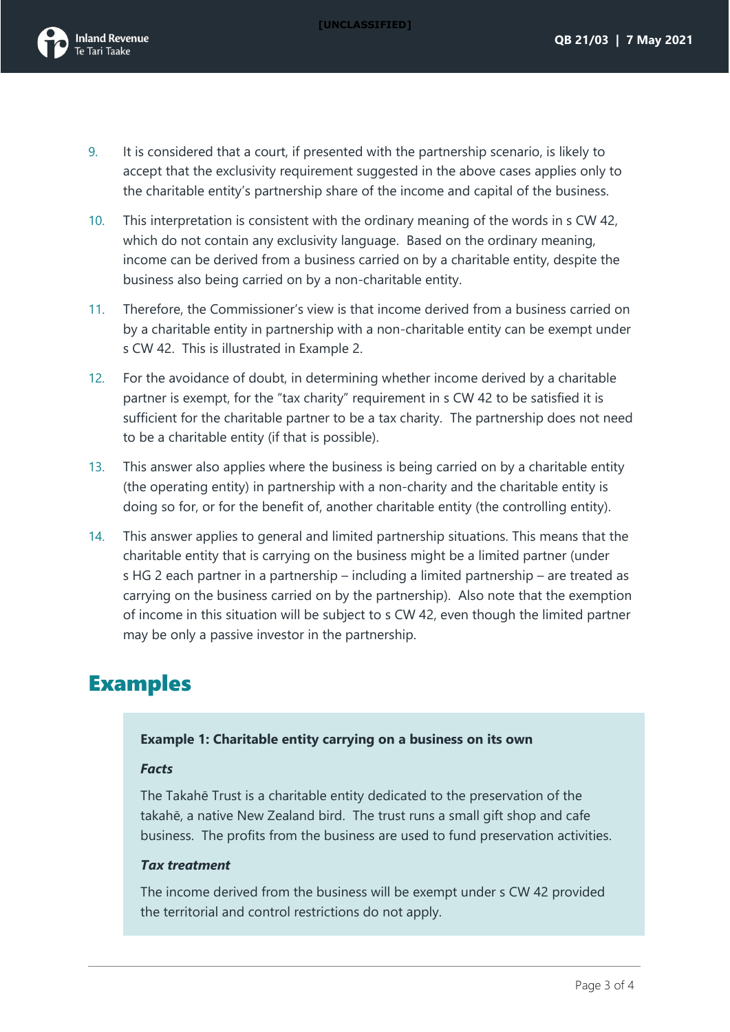9. It is considered that a court, if presented with the partnership scenario, is likely to accept that the exclusivity requirement suggested in the above cases applies only to the charitable entity's partnership share of the income and capital of the business.

10. This interpretation is consistent with the ordinary meaning of the words in s CW 42, which do not contain any exclusivity language. Based on the ordinary meaning, income can be derived from a business carried on by a charitable entity, despite the business also being carried on by a non-charitable entity.

11. Therefore, the Commissioner's view is that income derived from a business carried on by a charitable entity in partnership with a non-charitable entity can be exempt under s CW 42. This is illustrated in Example 2.

12. For the avoidance of doubt, in determining whether income derived by a charitable partner is exempt, for the "tax charity" requirement in s CW 42 to be satisfied it is sufficient for the charitable partner to be a tax charity. The partnership does not need to be a charitable entity (if that is possible).

13. This answer also applies where the business is being carried on by a charitable entity (the operating entity) in partnership with a non-charity and the charitable entity is doing so for, or for the benefit of, another charitable entity (the controlling entity).

14. This answer applies to general and limited partnership situations. This means that the charitable entity that is carrying on the business might be a limited partner (under s HG 2 each partner in a partnership – including a limited partnership – are treated as carrying on the business carried on by the partnership). Also note that the exemption of income in this situation will be subject to s CW 42, even though the limited partner may be only a passive investor in the partnership.

# Examples

**Example 1: Charitable entity carrying on a business on its own**

***Facts***

The Takahē Trust is a charitable entity dedicated to the preservation of the takahē, a native New Zealand bird. The trust runs a small gift shop and cafe business. The profits from the business are used to fund preservation activities.

***Tax treatment***

The income derived from the business will be exempt under s CW 42 provided the territorial and control restrictions do not apply.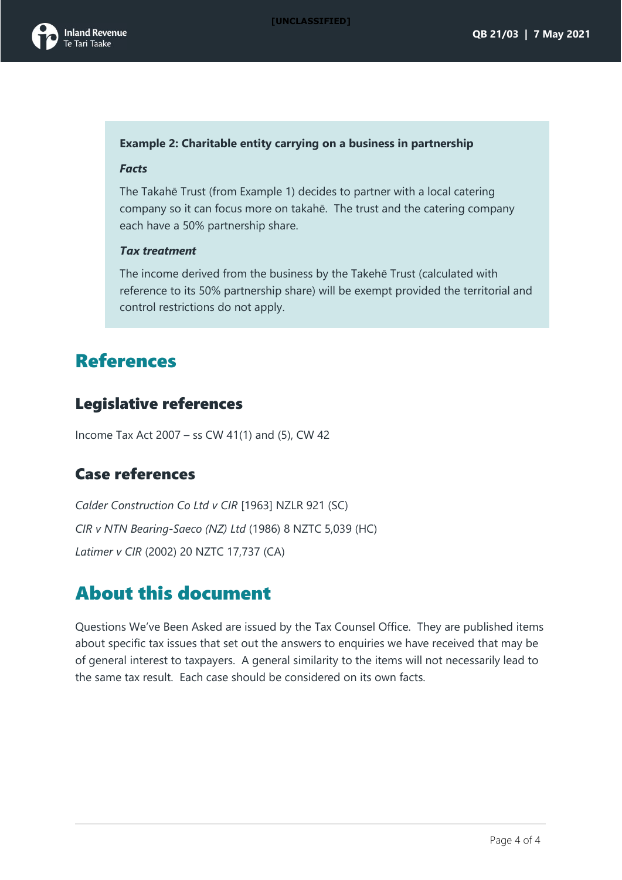**Example 2: Charitable entity carrying on a business in partnership**

***Facts***

The Takahē Trust (from Example 1) decides to partner with a local catering company so it can focus more on takahē. The trust and the catering company each have a 50% partnership share.

***Tax treatment***

The income derived from the business by the Takehē Trust (calculated with reference to its 50% partnership share) will be exempt provided the territorial and control restrictions do not apply.

# References

## Legislative references

Income Tax Act 2007 – ss CW 41(1) and (5), CW 42

## Case references

*Calder Construction Co Ltd v CIR* [1963] NZLR 921 (SC)

*CIR v NTN Bearing-Saeco (NZ) Ltd* (1986) 8 NZTC 5,039 (HC)

*Latimer v CIR* (2002) 20 NZTC 17,737 (CA)

# About this document

Questions We've Been Asked are issued by the Tax Counsel Office. They are published items about specific tax issues that set out the answers to enquiries we have received that may be of general interest to taxpayers. A general similarity to the items will not necessarily lead to the same tax result. Each case should be considered on its own facts.